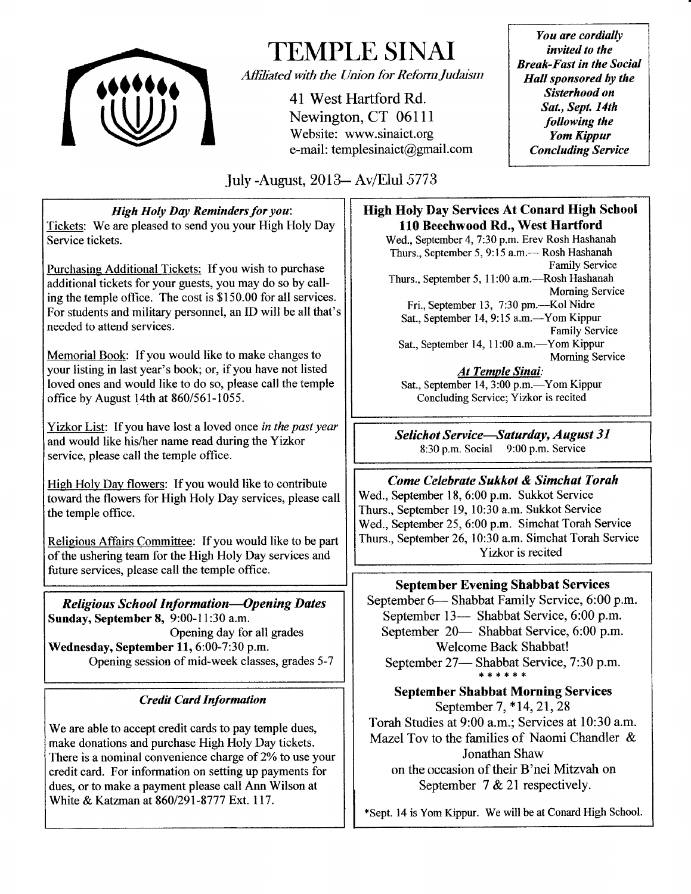# TEMPLE SINAI

*Affiliated with the Union for Reform Judaism*

41 West Hartford Rd.
Newington, CT 06111
Website: www.sinaict.org
e-mail: templesinaict@gmail.com

***You are cordially invited to the Break-Fast in the Social Hall sponsored by the Sisterhood on Sat., Sept. 14th following the Yom Kippur Concluding Service***

July -August, 2013— Av/Elul 5773

### *High Holy Day Reminders for you*:

Tickets: We are pleased to send you your High Holy Day Service tickets.

Purchasing Additional Tickets: If you wish to purchase additional tickets for your guests, you may do so by calling the temple office. The cost is $150.00 for all services. For students and military personnel, an ID will be all that's needed to attend services.

Memorial Book: If you would like to make changes to your listing in last year's book; or, if you have not listed loved ones and would like to do so, please call the temple office by August 14th at 860/561-1055.

Yizkor List: If you have lost a loved once *in the past year* and would like his/her name read during the Yizkor service, please call the temple office.

High Holy Day flowers: If you would like to contribute toward the flowers for High Holy Day services, please call the temple office.

Religious Affairs Committee: If you would like to be part of the ushering team for the High Holy Day services and future services, please call the temple office.

### *Religious School Information—Opening Dates*

**Sunday, September 8,** 9:00-11:30 a.m.
Opening day for all grades

**Wednesday, September 11,** 6:00-7:30 p.m.
Opening session of mid-week classes, grades 5-7

### *Credit Card Information*

We are able to accept credit cards to pay temple dues, make donations and purchase High Holy Day tickets. There is a nominal convenience charge of 2% to use your credit card. For information on setting up payments for dues, or to make a payment please call Ann Wilson at White & Katzman at 860/291-8777 Ext. 117.

### High Holy Day Services At Conard High School 110 Beechwood Rd., West Hartford

Wed., September 4, 7:30 p.m. Erev Rosh Hashanah
Thurs., September 5, 9:15 a.m.— Rosh Hashanah Family Service
Thurs., September 5, 11:00 a.m.—Rosh Hashanah Morning Service
Fri., September 13, 7:30 pm.—Kol Nidre
Sat., September 14, 9:15 a.m.—Yom Kippur Family Service
Sat., September 14, 11:00 a.m.—Yom Kippur Morning Service

***At Temple Sinai:***

Sat., September 14, 3:00 p.m.—Yom Kippur Concluding Service; Yizkor is recited

### *Selichot Service—Saturday, August 31*

8:30 p.m. Social 9:00 p.m. Service

### *Come Celebrate Sukkot & Simchat Torah*

Wed., September 18, 6:00 p.m. Sukkot Service
Thurs., September 19, 10:30 a.m. Sukkot Service
Wed., September 25, 6:00 p.m. Simchat Torah Service
Thurs., September 26, 10:30 a.m. Simchat Torah Service
Yizkor is recited

### September Evening Shabbat Services

September 6— Shabbat Family Service, 6:00 p.m.
September 13— Shabbat Service, 6:00 p.m.
September 20— Shabbat Service, 6:00 p.m.
Welcome Back Shabbat!
September 27— Shabbat Service, 7:30 p.m.

\* \* \* \* \* \*

### September Shabbat Morning Services

September 7, *14, 21, 28
Torah Studies at 9:00 a.m.; Services at 10:30 a.m.
Mazel Tov to the families of Naomi Chandler & Jonathan Shaw on the occasion of their B'nei Mitzvah on September 7 & 21 respectively.

*Sept. 14 is Yom Kippur. We will be at Conard High School.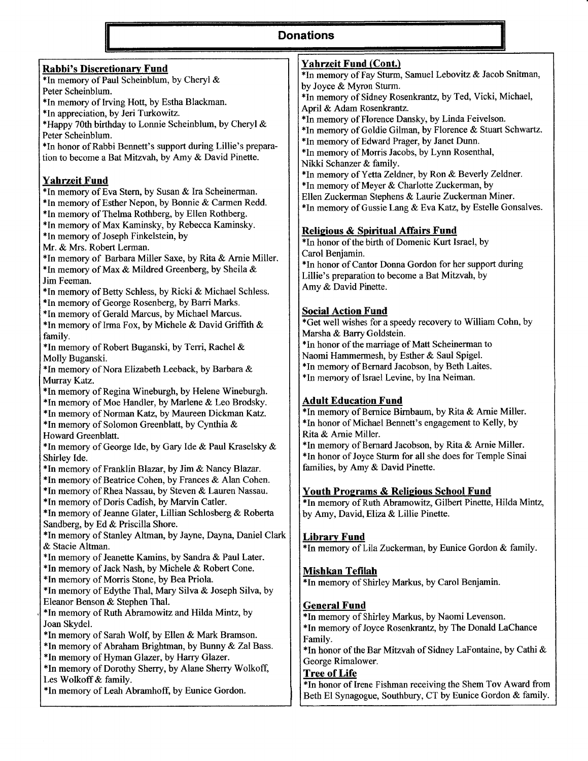# Donations

## Rabbi's Discretionary Fund

*In memory of Paul Scheinblum, by Cheryl & Peter Scheinblum.
*In memory of Irving Hott, by Estha Blackman.
*In appreciation, by Jeri Turkowitz.
*Happy 70th birthday to Lonnie Scheinblum, by Cheryl & Peter Scheinblum.
*In honor of Rabbi Bennett's support during Lillie's preparation to become a Bat Mitzvah, by Amy & David Pinette.

## Yahrzeit Fund

*In memory of Eva Stern, by Susan & Ira Scheinerman.
*In memory of Esther Nepon, by Bonnie & Carmen Redd.
*In memory of Thelma Rothberg, by Ellen Rothberg.
*In memory of Max Kaminsky, by Rebecca Kaminsky.
*In memory of Joseph Finkelstein, by Mr. & Mrs. Robert Lerman.
*In memory of Barbara Miller Saxe, by Rita & Arnie Miller.
*In memory of Max & Mildred Greenberg, by Sheila & Jim Feeman.
*In memory of Betty Schless, by Ricki & Michael Schless.
*In memory of George Rosenberg, by Barri Marks.
*In memory of Gerald Marcus, by Michael Marcus.
*In memory of Irma Fox, by Michele & David Griffith & family.
*In memory of Robert Buganski, by Terri, Rachel & Molly Buganski.
*In memory of Nora Elizabeth Leeback, by Barbara & Murray Katz.
*In memory of Regina Wineburgh, by Helene Wineburgh.
*In memory of Moe Handler, by Marlene & Leo Brodsky.
*In memory of Norman Katz, by Maureen Dickman Katz.
*In memory of Solomon Greenblatt, by Cynthia & Howard Greenblatt.
*In memory of George Ide, by Gary Ide & Paul Kraselsky & Shirley Ide.
*In memory of Franklin Blazar, by Jim & Nancy Blazar.
*In memory of Beatrice Cohen, by Frances & Alan Cohen.
*In memory of Rhea Nassau, by Steven & Lauren Nassau.
*In memory of Doris Cadish, by Marvin Catler.
*In memory of Jeanne Glater, Lillian Schlosberg & Roberta Sandberg, by Ed & Priscilla Shore.
*In memory of Stanley Altman, by Jayne, Dayna, Daniel Clark & Stacie Altman.
*In memory of Jeanette Kamins, by Sandra & Paul Later.
*In memory of Jack Nash, by Michele & Robert Cone.
*In memory of Morris Stone, by Bea Priola.
*In memory of Edythe Thal, Mary Silva & Joseph Silva, by Eleanor Benson & Stephen Thal.
*In memory of Ruth Abramowitz and Hilda Mintz, by Joan Skydel.
*In memory of Sarah Wolf, by Ellen & Mark Bramson.
*In memory of Abraham Brightman, by Bunny & Zal Bass.
*In memory of Hyman Glazer, by Harry Glazer.
*In memory of Dorothy Sherry, by Alane Sherry Wolkoff, Les Wolkoff & family.
*In memory of Leah Abramhoff, by Eunice Gordon.

## Yahrzeit Fund (Cont.)

*In memory of Fay Sturm, Samuel Lebovitz & Jacob Snitman, by Joyce & Myron Sturm.
*In memory of Sidney Rosenkrantz, by Ted, Vicki, Michael, April & Adam Rosenkrantz.
*In memory of Florence Dansky, by Linda Feivelson.
*In memory of Goldie Gilman, by Florence & Stuart Schwartz.
*In memory of Edward Prager, by Janet Dunn.
*In memory of Morris Jacobs, by Lynn Rosenthal, Nikki Schanzer & family.
*In memory of Yetta Zeldner, by Ron & Beverly Zeldner.
*In memory of Meyer & Charlotte Zuckerman, by Ellen Zuckerman Stephens & Laurie Zuckerman Miner.
*In memory of Gussie Lang & Eva Katz, by Estelle Gonsalves.

## Religious & Spiritual Affairs Fund

*In honor of the birth of Domenic Kurt Israel, by Carol Benjamin.
*In honor of Cantor Donna Gordon for her support during Lillie's preparation to become a Bat Mitzvah, by Amy & David Pinette.

## Social Action Fund

*Get well wishes for a speedy recovery to William Cohn, by Marsha & Barry Goldstein.
*In honor of the marriage of Matt Scheinerman to Naomi Hammermesh, by Esther & Saul Spigel.
*In memory of Bernard Jacobson, by Beth Laites.
*In memory of Israel Levine, by Ina Neiman.

## Adult Education Fund

*In memory of Bernice Birnbaum, by Rita & Arnie Miller.
*In honor of Michael Bennett's engagement to Kelly, by Rita & Arnie Miller.
*In memory of Bernard Jacobson, by Rita & Arnie Miller.
*In honor of Joyce Sturm for all she does for Temple Sinai families, by Amy & David Pinette.

## Youth Programs & Religious School Fund

*In memory of Ruth Abramowitz, Gilbert Pinette, Hilda Mintz, by Amy, David, Eliza & Lillie Pinette.

## Library Fund

*In memory of Lila Zuckerman, by Eunice Gordon & family.

## Mishkan Tefilah

*In memory of Shirley Markus, by Carol Benjamin.

## General Fund

*In memory of Shirley Markus, by Naomi Levenson.
*In memory of Joyce Rosenkrantz, by The Donald LaChance Family.
*In honor of the Bar Mitzvah of Sidney LaFontaine, by Cathi & George Rimalower.

## Tree of Life

*In honor of Irene Fishman receiving the Shem Tov Award from Beth El Synagogue, Southbury, CT by Eunice Gordon & family.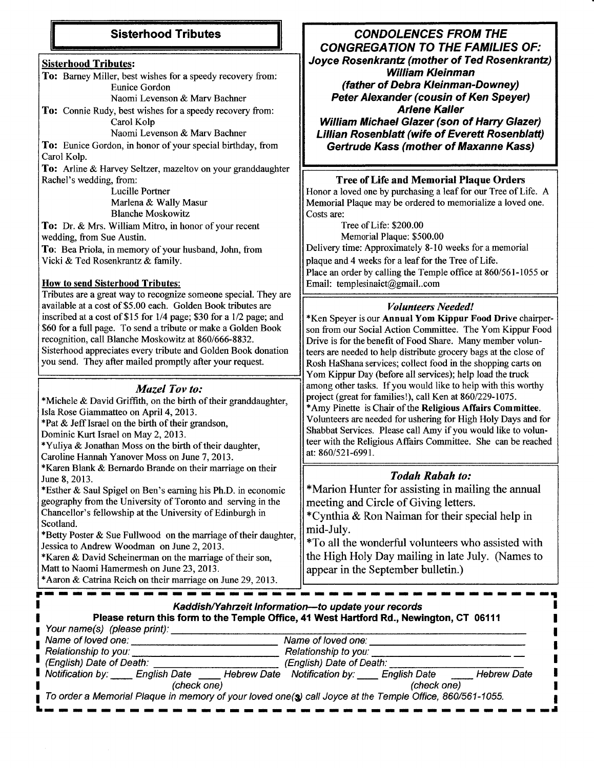## Sisterhood Tributes

**Sisterhood Tributes:**

**To:** Barney Miller, best wishes for a speedy recovery from:
Eunice Gordon
Naomi Levenson & Marv Bachner

**To:** Connie Rudy, best wishes for a speedy recovery from:
Carol Kolp
Naomi Levenson & Marv Bachner

**To:** Eunice Gordon, in honor of your special birthday, from Carol Kolp.

**To:** Arline & Harvey Seltzer, mazeltov on your granddaughter Rachel's wedding, from:
Lucille Portner
Marlena & Wally Masur
Blanche Moskowitz

**To:** Dr. & Mrs. William Mitro, in honor of your recent wedding, from Sue Austin.

**To**: Bea Priola, in memory of your husband, John, from Vicki & Ted Rosenkrantz & family.

**How to send Sisterhood Tributes:**

Tributes are a great way to recognize someone special. They are available at a cost of $5.00 each. Golden Book tributes are inscribed at a cost of $15 for 1/4 page; $30 for a 1/2 page; and $60 for a full page. To send a tribute or make a Golden Book recognition, call Blanche Moskowitz at 860/666-8832. Sisterhood appreciates every tribute and Golden Book donation you send. They after mailed promptly after your request.

### *Mazel Tov to:*

*Michele & David Griffith, on the birth of their granddaughter, Isla Rose Giammatteo on April 4, 2013.
*Pat & Jeff Israel on the birth of their grandson, Dominic Kurt Israel on May 2, 2013.
*Yuliya & Jonathan Moss on the birth of their daughter, Caroline Hannah Yanover Moss on June 7, 2013.
*Karen Blank & Bernardo Brande on their marriage on their June 8, 2013.
*Esther & Saul Spigel on Ben's earning his Ph.D. in economic geography from the University of Toronto and serving in the Chancellor's fellowship at the University of Edinburgh in Scotland.
*Betty Poster & Sue Fullwood on the marriage of their daughter, Jessica to Andrew Woodman on June 2, 2013.
*Karen & David Scheinerman on the marriage of their son, Matt to Naomi Hamermesh on June 23, 2013.
*Aaron & Catrina Reich on their marriage on June 29, 2013.

## *CONDOLENCES FROM THE CONGREGATION TO THE FAMILIES OF:*

***Joyce Rosenkrantz (mother of Ted Rosenkrantz)***
***William Kleinman (father of Debra Kleinman-Downey)***
***Peter Alexander (cousin of Ken Speyer)***
***Arlene Kaller***
***William Michael Glazer (son of Harry Glazer)***
***Lillian Rosenblatt (wife of Everett Rosenblatt)***
***Gertrude Kass (mother of Maxanne Kass)***

### Tree of Life and Memorial Plaque Orders

Honor a loved one by purchasing a leaf for our Tree of Life. A Memorial Plaque may be ordered to memorialize a loved one. Costs are:

Tree of Life: $200.00
Memorial Plaque: $500.00

Delivery time: Approximately 8-10 weeks for a memorial plaque and 4 weeks for a leaf for the Tree of Life.
Place an order by calling the Temple office at 860/561-1055 or Email: templesinaict@gmail..com

### *Volunteers Needed!*

*Ken Speyer is our **Annual Yom Kippur Food Drive** chairperson from our Social Action Committee. The Yom Kippur Food Drive is for the benefit of Food Share. Many member volunteers are needed to help distribute grocery bags at the close of Rosh HaShana services; collect food in the shopping carts on Yom Kippur Day (before all services); help load the truck among other tasks. If you would like to help with this worthy project (great for families!), call Ken at 860/229-1075.
*Amy Pinette is Chair of the **Religious Affairs Committee**. Volunteers are needed for ushering for High Holy Days and for Shabbat Services. Please call Amy if you would like to volunteer with the Religious Affairs Committee. She can be reached at: 860/521-6991.

### *Todah Rabah to:*

*Marion Hunter for assisting in mailing the annual meeting and Circle of Giving letters.
*Cynthia & Ron Naiman for their special help in mid-July.
*To all the wonderful volunteers who assisted with the High Holy Day mailing in late July. (Names to appear in the September bulletin.)

---

***Kaddish/Yahrzeit Information—to update your records***
**Please return this form to the Temple Office, 41 West Hartford Rd., Newington, CT 06111**

*Your name(s) (please print):* ______________________________

*Name of loved one:* ______________________ *Name of loved one:* ______________________
*Relationship to you:* ______________________ *Relationship to you:* ______________________
*(English) Date of Death:* ______________________ *(English) Date of Death:* ______________________
*Notification by:* ____ *English Date* ____ *Hebrew Date* *Notification by:* ____ *English Date* ____ *Hebrew Date*
*(check one)* *(check one)*

*To order a Memorial Plaque in memory of your loved one(s) call Joyce at the Temple Office, 860/561-1055.*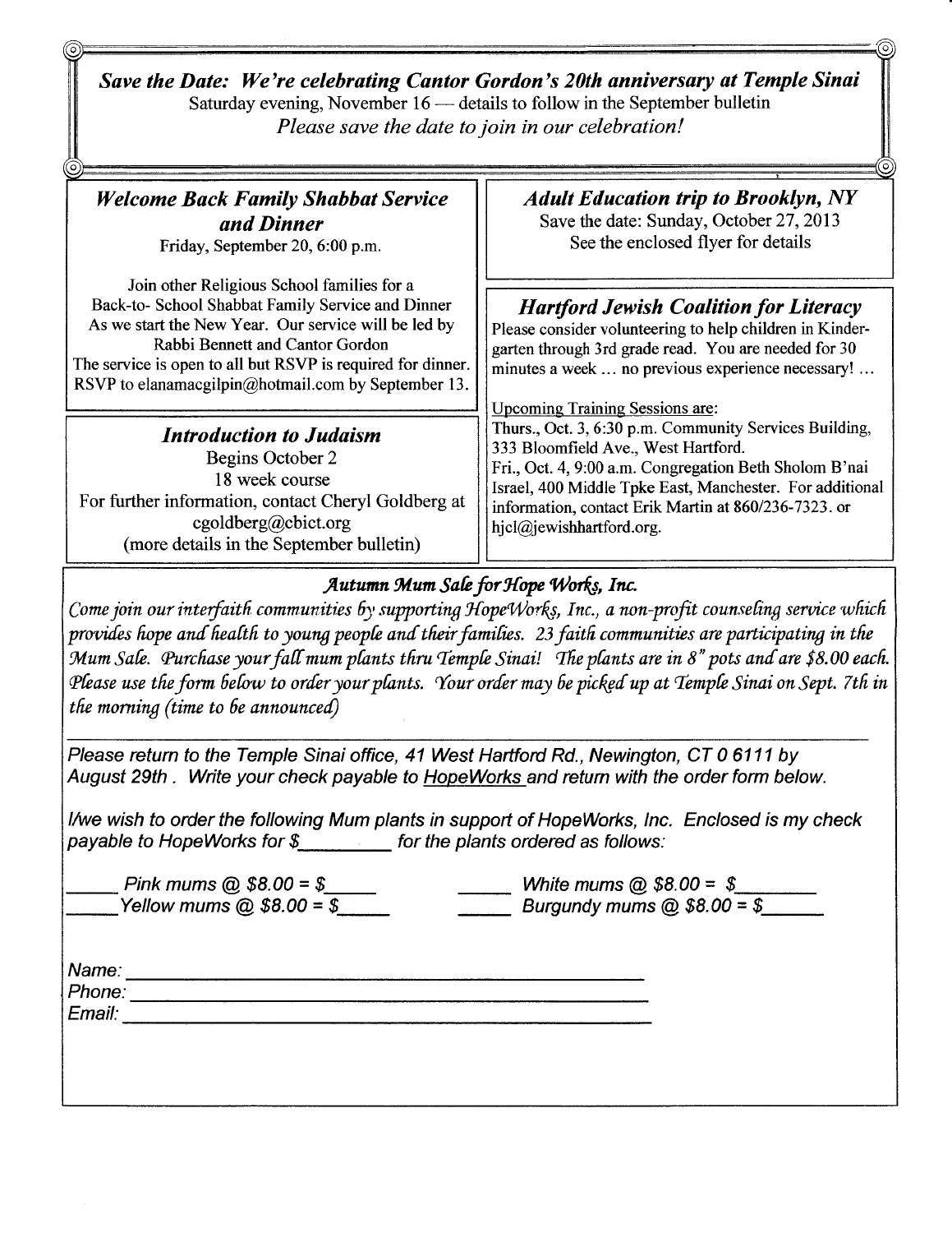***Save the Date: We're celebrating Cantor Gordon's 20th anniversary at Temple Sinai***

Saturday evening, November 16 — details to follow in the September bulletin

*Please save the date to join in our celebration!*

### *Welcome Back Family Shabbat Service and Dinner*

Friday, September 20, 6:00 p.m.

Join other Religious School families for a Back-to- School Shabbat Family Service and Dinner As we start the New Year. Our service will be led by Rabbi Bennett and Cantor Gordon The service is open to all but RSVP is required for dinner. RSVP to elanamacgilpin@hotmail.com by September 13.

### *Introduction to Judaism*

Begins October 2

18 week course

For further information, contact Cheryl Goldberg at cgoldberg@cbict.org

(more details in the September bulletin)

### *Adult Education trip to Brooklyn, NY*

Save the date: Sunday, October 27, 2013

See the enclosed flyer for details

### *Hartford Jewish Coalition for Literacy*

Please consider volunteering to help children in Kindergarten through 3rd grade read. You are needed for 30 minutes a week ... no previous experience necessary! ...

Upcoming Training Sessions are:

Thurs., Oct. 3, 6:30 p.m. Community Services Building, 333 Bloomfield Ave., West Hartford.

Fri., Oct. 4, 9:00 a.m. Congregation Beth Sholom B'nai Israel, 400 Middle Tpke East, Manchester. For additional information, contact Erik Martin at 860/236-7323. or hjcl@jewishhartford.org.

### *Autumn Mum Sale for Hope Works, Inc.*

*Come join our interfaith communities by supporting HopeWorks, Inc., a non-profit counseling service which provides hope and health to young people and their families. 23 faith communities are participating in the Mum Sale. Purchase your fall mum plants thru Temple Sinai! The plants are in 8" pots and are $8.00 each. Please use the form below to order your plants. Your order may be picked up at Temple Sinai on Sept. 7th in the morning (time to be announced)*

---

*Please return to the Temple Sinai office, 41 West Hartford Rd., Newington, CT 0 6111 by August 29th . Write your check payable to HopeWorks and return with the order form below.*

*I/we wish to order the following Mum plants in support of HopeWorks, Inc. Enclosed is my check payable to HopeWorks for $________ for the plants ordered as follows:*

*_____ Pink mums @ $8.00 = $_____*

*_____ Yellow mums @ $8.00 = $_____*

*_____ White mums @ $8.00 = $_______*

*_____ Burgundy mums @ $8.00 = $______*

*Name:* ________________________________________

*Phone:* ________________________________________

*Email:* ________________________________________